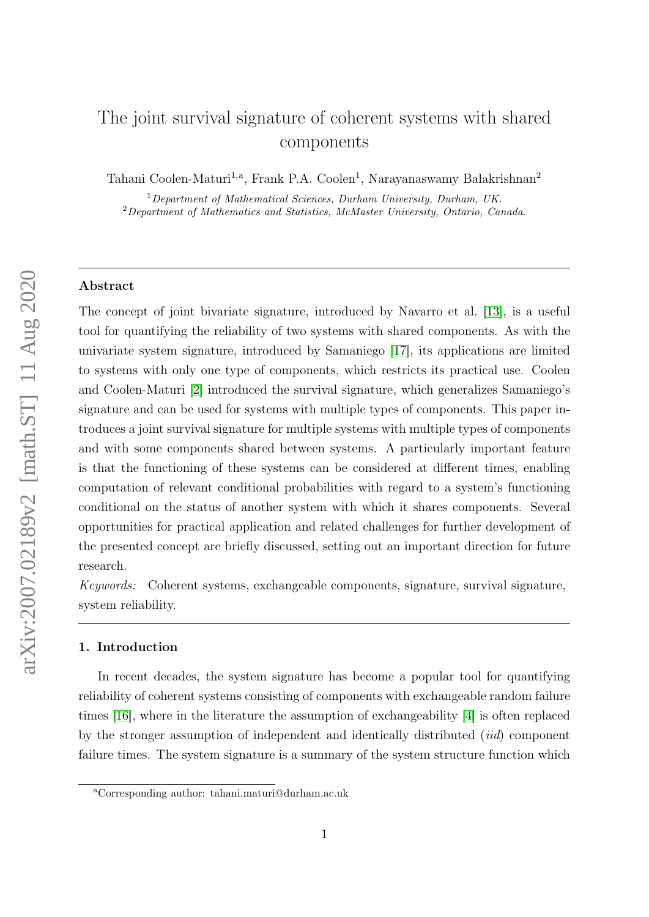# The joint survival signature of coherent systems with shared components

Tahani Coolen-Maturi[1,a], Frank P.A. Coolen[1], Narayanaswamy Balakrishnan[2]

[1] *Department of Mathematical Sciences, Durham University, Durham, UK.*
[2] *Department of Mathematics and Statistics, McMaster University, Ontario, Canada.*

---

## Abstract

The concept of joint bivariate signature, introduced by Navarro et al. [13], is a useful tool for quantifying the reliability of two systems with shared components. As with the univariate system signature, introduced by Samaniego [17], its applications are limited to systems with only one type of components, which restricts its practical use. Coolen and Coolen-Maturi [2] introduced the survival signature, which generalizes Samaniego's signature and can be used for systems with multiple types of components. This paper introduces a joint survival signature for multiple systems with multiple types of components and with some components shared between systems. A particularly important feature is that the functioning of these systems can be considered at different times, enabling computation of relevant conditional probabilities with regard to a system's functioning conditional on the status of another system with which it shares components. Several opportunities for practical application and related challenges for further development of the presented concept are briefly discussed, setting out an important direction for future research.

*Keywords:* Coherent systems, exchangeable components, signature, survival signature, system reliability.

---

## 1. Introduction

In recent decades, the system signature has become a popular tool for quantifying reliability of coherent systems consisting of components with exchangeable random failure times [16], where in the literature the assumption of exchangeability [4] is often replaced by the stronger assumption of independent and identically distributed (*iid*) component failure times. The system signature is a summary of the system structure function which

[a] Corresponding author: tahani.maturi@durham.ac.uk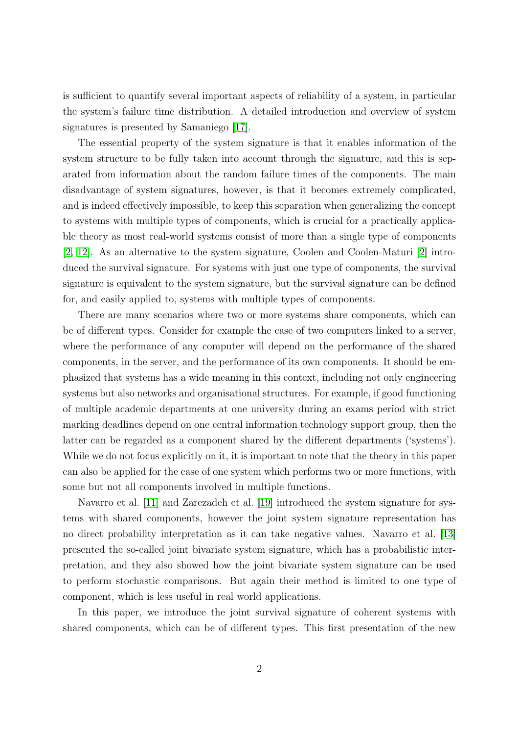is sufficient to quantify several important aspects of reliability of a system, in particular the system's failure time distribution. A detailed introduction and overview of system signatures is presented by Samaniego [17].

The essential property of the system signature is that it enables information of the system structure to be fully taken into account through the signature, and this is separated from information about the random failure times of the components. The main disadvantage of system signatures, however, is that it becomes extremely complicated, and is indeed effectively impossible, to keep this separation when generalizing the concept to systems with multiple types of components, which is crucial for a practically applicable theory as most real-world systems consist of more than a single type of components [2, 12]. As an alternative to the system signature, Coolen and Coolen-Maturi [2] introduced the survival signature. For systems with just one type of components, the survival signature is equivalent to the system signature, but the survival signature can be defined for, and easily applied to, systems with multiple types of components.

There are many scenarios where two or more systems share components, which can be of different types. Consider for example the case of two computers linked to a server, where the performance of any computer will depend on the performance of the shared components, in the server, and the performance of its own components. It should be emphasized that systems has a wide meaning in this context, including not only engineering systems but also networks and organisational structures. For example, if good functioning of multiple academic departments at one university during an exams period with strict marking deadlines depend on one central information technology support group, then the latter can be regarded as a component shared by the different departments ('systems'). While we do not focus explicitly on it, it is important to note that the theory in this paper can also be applied for the case of one system which performs two or more functions, with some but not all components involved in multiple functions.

Navarro et al. [11] and Zarezadeh et al. [19] introduced the system signature for systems with shared components, however the joint system signature representation has no direct probability interpretation as it can take negative values. Navarro et al. [13] presented the so-called joint bivariate system signature, which has a probabilistic interpretation, and they also showed how the joint bivariate system signature can be used to perform stochastic comparisons. But again their method is limited to one type of component, which is less useful in real world applications.

In this paper, we introduce the joint survival signature of coherent systems with shared components, which can be of different types. This first presentation of the new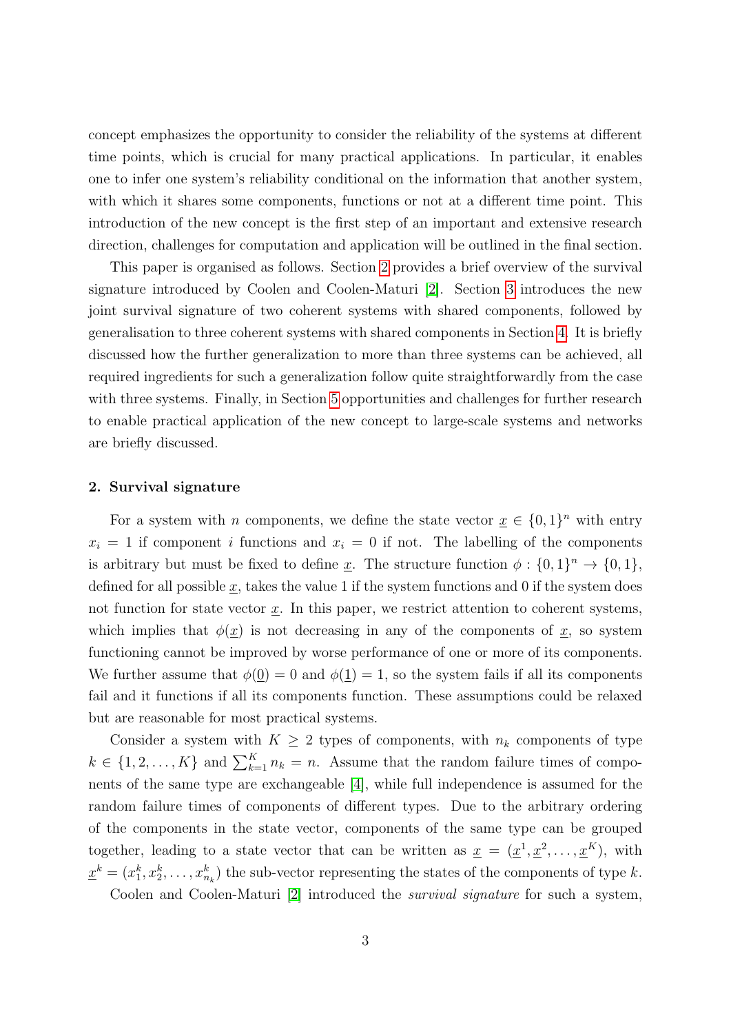concept emphasizes the opportunity to consider the reliability of the systems at different time points, which is crucial for many practical applications. In particular, it enables one to infer one system's reliability conditional on the information that another system, with which it shares some components, functions or not at a different time point. This introduction of the new concept is the first step of an important and extensive research direction, challenges for computation and application will be outlined in the final section.

This paper is organised as follows. Section 2 provides a brief overview of the survival signature introduced by Coolen and Coolen-Maturi [2]. Section 3 introduces the new joint survival signature of two coherent systems with shared components, followed by generalisation to three coherent systems with shared components in Section 4. It is briefly discussed how the further generalization to more than three systems can be achieved, all required ingredients for such a generalization follow quite straightforwardly from the case with three systems. Finally, in Section 5 opportunities and challenges for further research to enable practical application of the new concept to large-scale systems and networks are briefly discussed.

## 2. Survival signature

For a system with $n$ components, we define the state vector $\underline{x} \in \{0, 1\}^n$ with entry $x_i = 1$ if component $i$ functions and $x_i = 0$ if not. The labelling of the components is arbitrary but must be fixed to define $\underline{x}$. The structure function $\phi : \{0, 1\}^n \to \{0, 1\}$, defined for all possible $\underline{x}$, takes the value 1 if the system functions and 0 if the system does not function for state vector $\underline{x}$. In this paper, we restrict attention to coherent systems, which implies that $\phi(\underline{x})$ is not decreasing in any of the components of $\underline{x}$, so system functioning cannot be improved by worse performance of one or more of its components. We further assume that $\phi(\underline{0}) = 0$ and $\phi(\underline{1}) = 1$, so the system fails if all its components fail and it functions if all its components function. These assumptions could be relaxed but are reasonable for most practical systems.

Consider a system with $K \geq 2$ types of components, with $n_k$ components of type $k \in \{1, 2, \ldots, K\}$ and $\sum_{k=1}^{K} n_k = n$. Assume that the random failure times of components of the same type are exchangeable [4], while full independence is assumed for the random failure times of components of different types. Due to the arbitrary ordering of the components in the state vector, components of the same type can be grouped together, leading to a state vector that can be written as $\underline{x} = (\underline{x}^1, \underline{x}^2, \ldots, \underline{x}^K)$, with $\underline{x}^k = (x_1^k, x_2^k, \ldots, x_{n_k}^k)$ the sub-vector representing the states of the components of type $k$.

Coolen and Coolen-Maturi [2] introduced the *survival signature* for such a system,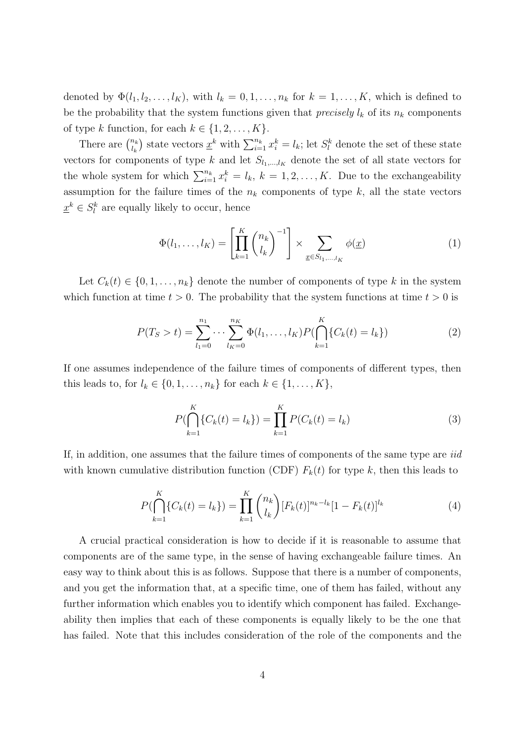denoted by $\Phi(l_1, l_2, \ldots, l_K)$, with $l_k = 0, 1, \ldots, n_k$ for $k = 1, \ldots, K$, which is defined to be the probability that the system functions given that *precisely* $l_k$ of its $n_k$ components of type $k$ function, for each $k \in \{1, 2, \ldots, K\}$.

There are $\binom{n_k}{l_k}$ state vectors $\underline{x}^k$ with $\sum_{i=1}^{n_k} x_i^k = l_k$; let $S_l^k$ denote the set of these state vectors for components of type $k$ and let $S_{l_1,\ldots,l_K}$ denote the set of all state vectors for the whole system for which $\sum_{i=1}^{n_k} x_i^k = l_k$, $k = 1, 2, \ldots, K$. Due to the exchangeability assumption for the failure times of the $n_k$ components of type $k$, all the state vectors $\underline{x}^k \in S_l^k$ are equally likely to occur, hence

$$\Phi(l_1, \ldots, l_K) = \left[\prod_{k=1}^{K} \binom{n_k}{l_k}^{-1}\right] \times \sum_{\underline{x} \in S_{l_1,\ldots,l_K}} \phi(\underline{x}) \tag{1}$$

Let $C_k(t) \in \{0, 1, \ldots, n_k\}$ denote the number of components of type $k$ in the system which function at time $t > 0$. The probability that the system functions at time $t > 0$ is

$$P(T_S > t) = \sum_{l_1=0}^{n_1} \cdots \sum_{l_K=0}^{n_K} \Phi(l_1, \ldots, l_K) P(\bigcap_{k=1}^{K} \{C_k(t) = l_k\}) \tag{2}$$

If one assumes independence of the failure times of components of different types, then this leads to, for $l_k \in \{0, 1, \ldots, n_k\}$ for each $k \in \{1, \ldots, K\}$,

$$P(\bigcap_{k=1}^{K} \{C_k(t) = l_k\}) = \prod_{k=1}^{K} P(C_k(t) = l_k) \tag{3}$$

If, in addition, one assumes that the failure times of components of the same type are *iid* with known cumulative distribution function (CDF) $F_k(t)$ for type $k$, then this leads to

$$P(\bigcap_{k=1}^{K} \{C_k(t) = l_k\}) = \prod_{k=1}^{K} \binom{n_k}{l_k} [F_k(t)]^{n_k - l_k} [1 - F_k(t)]^{l_k} \tag{4}$$

A crucial practical consideration is how to decide if it is reasonable to assume that components are of the same type, in the sense of having exchangeable failure times. An easy way to think about this is as follows. Suppose that there is a number of components, and you get the information that, at a specific time, one of them has failed, without any further information which enables you to identify which component has failed. Exchangeability then implies that each of these components is equally likely to be the one that has failed. Note that this includes consideration of the role of the components and the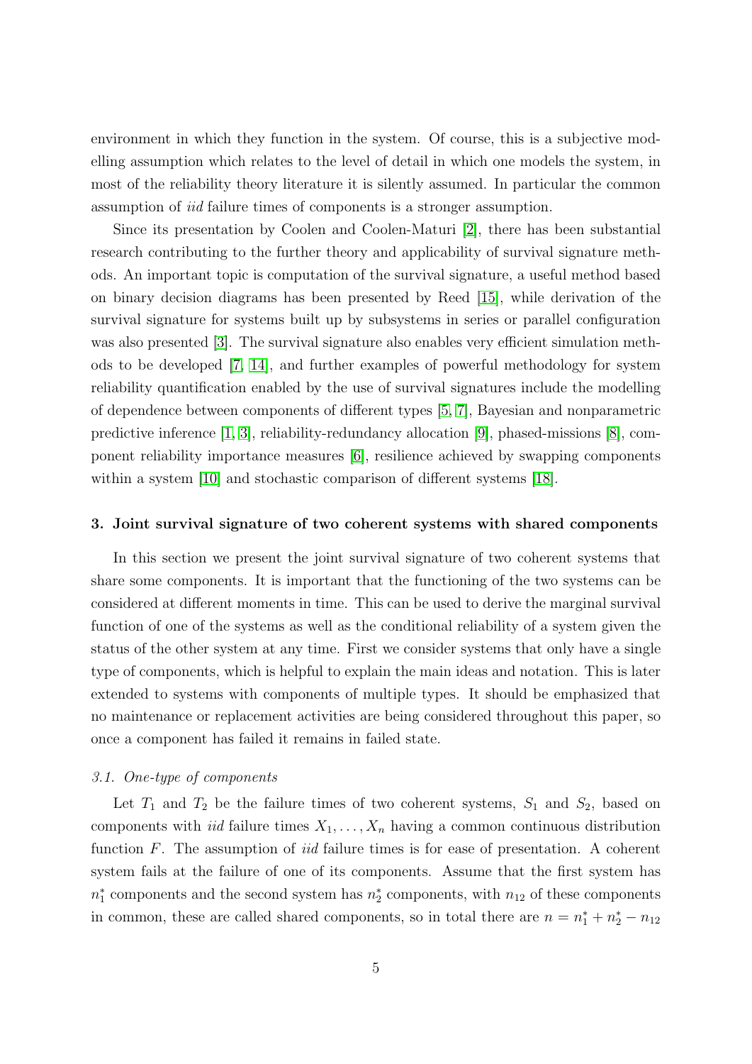environment in which they function in the system. Of course, this is a subjective modelling assumption which relates to the level of detail in which one models the system, in most of the reliability theory literature it is silently assumed. In particular the common assumption of *iid* failure times of components is a stronger assumption.

Since its presentation by Coolen and Coolen-Maturi [2], there has been substantial research contributing to the further theory and applicability of survival signature methods. An important topic is computation of the survival signature, a useful method based on binary decision diagrams has been presented by Reed [15], while derivation of the survival signature for systems built up by subsystems in series or parallel configuration was also presented [3]. The survival signature also enables very efficient simulation methods to be developed [7, 14], and further examples of powerful methodology for system reliability quantification enabled by the use of survival signatures include the modelling of dependence between components of different types [5, 7], Bayesian and nonparametric predictive inference [1, 3], reliability-redundancy allocation [9], phased-missions [8], component reliability importance measures [6], resilience achieved by swapping components within a system [10] and stochastic comparison of different systems [18].

## 3. Joint survival signature of two coherent systems with shared components

In this section we present the joint survival signature of two coherent systems that share some components. It is important that the functioning of the two systems can be considered at different moments in time. This can be used to derive the marginal survival function of one of the systems as well as the conditional reliability of a system given the status of the other system at any time. First we consider systems that only have a single type of components, which is helpful to explain the main ideas and notation. This is later extended to systems with components of multiple types. It should be emphasized that no maintenance or replacement activities are being considered throughout this paper, so once a component has failed it remains in failed state.

### *3.1. One-type of components*

Let $T_1$ and $T_2$ be the failure times of two coherent systems, $S_1$ and $S_2$, based on components with *iid* failure times $X_1, \ldots, X_n$ having a common continuous distribution function $F$. The assumption of *iid* failure times is for ease of presentation. A coherent system fails at the failure of one of its components. Assume that the first system has $n_1^*$ components and the second system has $n_2^*$ components, with $n_{12}$ of these components in common, these are called shared components, so in total there are $n = n_1^* + n_2^* - n_{12}$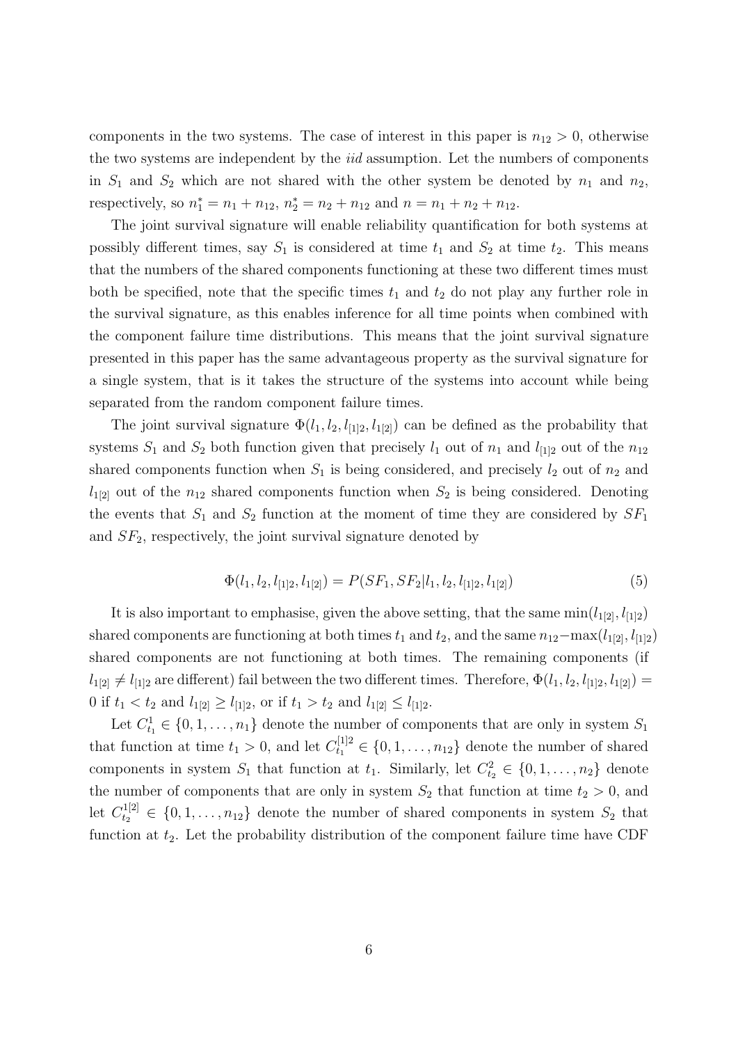components in the two systems. The case of interest in this paper is $n_{12} > 0$, otherwise the two systems are independent by the *iid* assumption. Let the numbers of components in $S_1$ and $S_2$ which are not shared with the other system be denoted by $n_1$ and $n_2$, respectively, so $n_1^* = n_1 + n_{12}$, $n_2^* = n_2 + n_{12}$ and $n = n_1 + n_2 + n_{12}$.

The joint survival signature will enable reliability quantification for both systems at possibly different times, say $S_1$ is considered at time $t_1$ and $S_2$ at time $t_2$. This means that the numbers of the shared components functioning at these two different times must both be specified, note that the specific times $t_1$ and $t_2$ do not play any further role in the survival signature, as this enables inference for all time points when combined with the component failure time distributions. This means that the joint survival signature presented in this paper has the same advantageous property as the survival signature for a single system, that is it takes the structure of the systems into account while being separated from the random component failure times.

The joint survival signature $\Phi(l_1, l_2, l_{[1]2}, l_{1[2]})$ can be defined as the probability that systems $S_1$ and $S_2$ both function given that precisely $l_1$ out of $n_1$ and $l_{[1]2}$ out of the $n_{12}$ shared components function when $S_1$ is being considered, and precisely $l_2$ out of $n_2$ and $l_{1[2]}$ out of the $n_{12}$ shared components function when $S_2$ is being considered. Denoting the events that $S_1$ and $S_2$ function at the moment of time they are considered by $SF_1$ and $SF_2$, respectively, the joint survival signature denoted by

$$\Phi(l_1, l_2, l_{[1]2}, l_{1[2]}) = P(SF_1, SF_2 | l_1, l_2, l_{[1]2}, l_{1[2]}) \tag{5}$$

It is also important to emphasise, given the above setting, that the same $\min(l_{1[2]}, l_{[1]2})$ shared components are functioning at both times $t_1$ and $t_2$, and the same $n_{12} - \max(l_{1[2]}, l_{[1]2})$ shared components are not functioning at both times. The remaining components (if $l_{1[2]} \neq l_{[1]2}$ are different) fail between the two different times. Therefore, $\Phi(l_1, l_2, l_{[1]2}, l_{1[2]}) = 0$ if $t_1 < t_2$ and $l_{1[2]} \geq l_{[1]2}$, or if $t_1 > t_2$ and $l_{1[2]} \leq l_{[1]2}$.

Let $C_{t_1}^1 \in \{0, 1, \ldots, n_1\}$ denote the number of components that are only in system $S_1$ that function at time $t_1 > 0$, and let $C_{t_1}^{[1]2} \in \{0, 1, \ldots, n_{12}\}$ denote the number of shared components in system $S_1$ that function at $t_1$. Similarly, let $C_{t_2}^2 \in \{0, 1, \ldots, n_2\}$ denote the number of components that are only in system $S_2$ that function at time $t_2 > 0$, and let $C_{t_2}^{1[2]} \in \{0, 1, \ldots, n_{12}\}$ denote the number of shared components in system $S_2$ that function at $t_2$. Let the probability distribution of the component failure time have CDF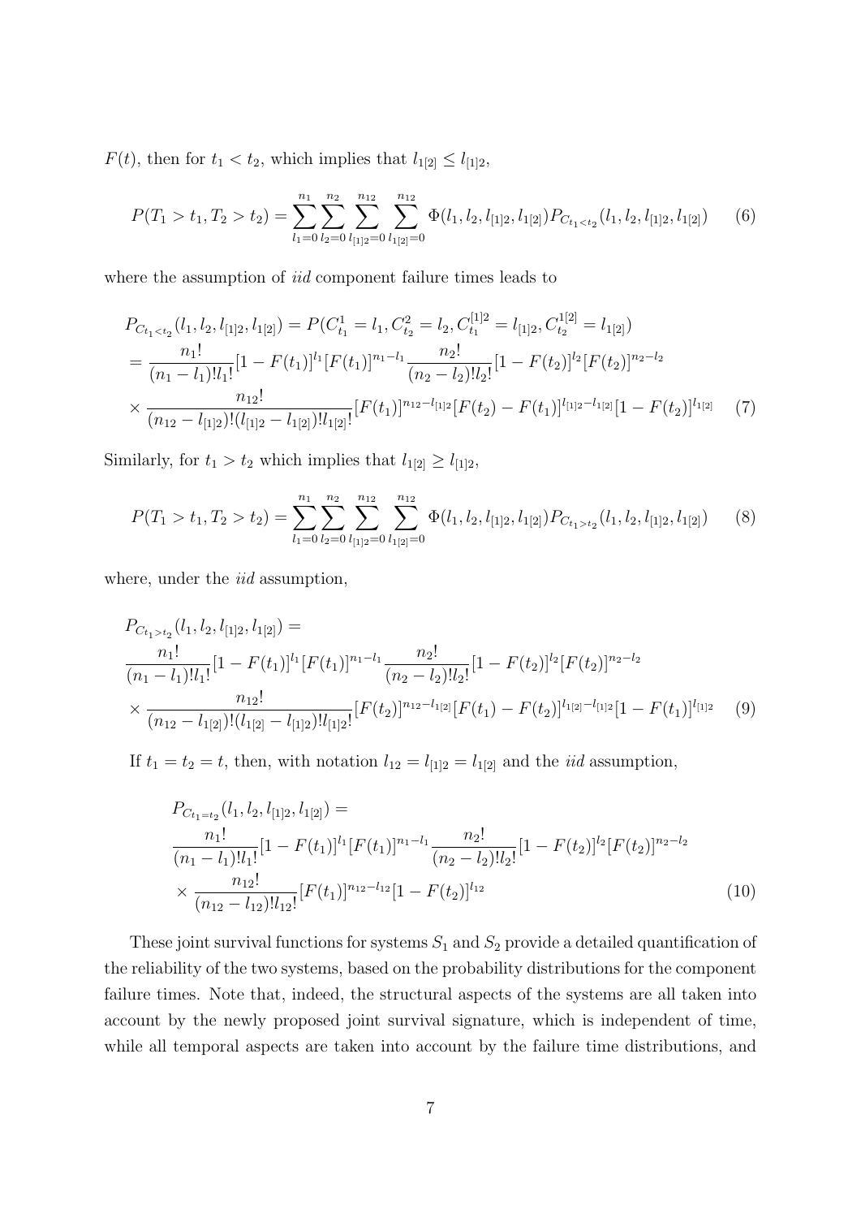$F(t)$, then for $t_1 < t_2$, which implies that $l_{1[2]} \leq l_{[1]2}$,

$$P(T_1 > t_1, T_2 > t_2) = \sum_{l_1=0}^{n_1} \sum_{l_2=0}^{n_2} \sum_{l_{[1]2}=0}^{n_{12}} \sum_{l_{1[2]}=0}^{n_{12}} \Phi(l_1, l_2, l_{[1]2}, l_{1[2]}) P_{C_{t_1<t_2}}(l_1, l_2, l_{[1]2}, l_{1[2]}) \tag{6}$$

where the assumption of *iid* component failure times leads to

$$\begin{aligned}
&P_{C_{t_1<t_2}}(l_1, l_2, l_{[1]2}, l_{1[2]}) = P(C^1_{t_1} = l_1, C^2_{t_2} = l_2, C^{[1]2}_{t_1} = l_{[1]2}, C^{1[2]}_{t_2} = l_{1[2]}) \\
&= \frac{n_1!}{(n_1 - l_1)! l_1!} [1 - F(t_1)]^{l_1} [F(t_1)]^{n_1 - l_1} \frac{n_2!}{(n_2 - l_2)! l_2!} [1 - F(t_2)]^{l_2} [F(t_2)]^{n_2 - l_2} \\
&\times \frac{n_{12}!}{(n_{12} - l_{[1]2})!(l_{[1]2} - l_{1[2]})! l_{1[2]}!} [F(t_1)]^{n_{12} - l_{[1]2}} [F(t_2) - F(t_1)]^{l_{[1]2} - l_{1[2]}} [1 - F(t_2)]^{l_{1[2]}} \qquad (7)
\end{aligned}$$

Similarly, for $t_1 > t_2$ which implies that $l_{1[2]} \geq l_{[1]2}$,

$$P(T_1 > t_1, T_2 > t_2) = \sum_{l_1=0}^{n_1} \sum_{l_2=0}^{n_2} \sum_{l_{[1]2}=0}^{n_{12}} \sum_{l_{1[2]}=0}^{n_{12}} \Phi(l_1, l_2, l_{[1]2}, l_{1[2]}) P_{C_{t_1>t_2}}(l_1, l_2, l_{[1]2}, l_{1[2]}) \tag{8}$$

where, under the *iid* assumption,

$$\begin{aligned}
&P_{C_{t_1>t_2}}(l_1, l_2, l_{[1]2}, l_{1[2]}) = \\
&\frac{n_1!}{(n_1 - l_1)! l_1!} [1 - F(t_1)]^{l_1} [F(t_1)]^{n_1 - l_1} \frac{n_2!}{(n_2 - l_2)! l_2!} [1 - F(t_2)]^{l_2} [F(t_2)]^{n_2 - l_2} \\
&\times \frac{n_{12}!}{(n_{12} - l_{1[2]})!(l_{1[2]} - l_{[1]2})! l_{[1]2}!} [F(t_2)]^{n_{12} - l_{1[2]}} [F(t_1) - F(t_2)]^{l_{1[2]} - l_{[1]2}} [1 - F(t_1)]^{l_{[1]2}} \qquad (9)
\end{aligned}$$

If $t_1 = t_2 = t$, then, with notation $l_{12} = l_{[1]2} = l_{1[2]}$ and the *iid* assumption,

$$\begin{aligned}
&P_{C_{t_1=t_2}}(l_1, l_2, l_{[1]2}, l_{1[2]}) = \\
&\frac{n_1!}{(n_1 - l_1)! l_1!} [1 - F(t_1)]^{l_1} [F(t_1)]^{n_1 - l_1} \frac{n_2!}{(n_2 - l_2)! l_2!} [1 - F(t_2)]^{l_2} [F(t_2)]^{n_2 - l_2} \\
&\times \frac{n_{12}!}{(n_{12} - l_{12})! l_{12}!} [F(t_1)]^{n_{12} - l_{12}} [1 - F(t_2)]^{l_{12}} \qquad (10)
\end{aligned}$$

These joint survival functions for systems $S_1$ and $S_2$ provide a detailed quantification of the reliability of the two systems, based on the probability distributions for the component failure times. Note that, indeed, the structural aspects of the systems are all taken into account by the newly proposed joint survival signature, which is independent of time, while all temporal aspects are taken into account by the failure time distributions, and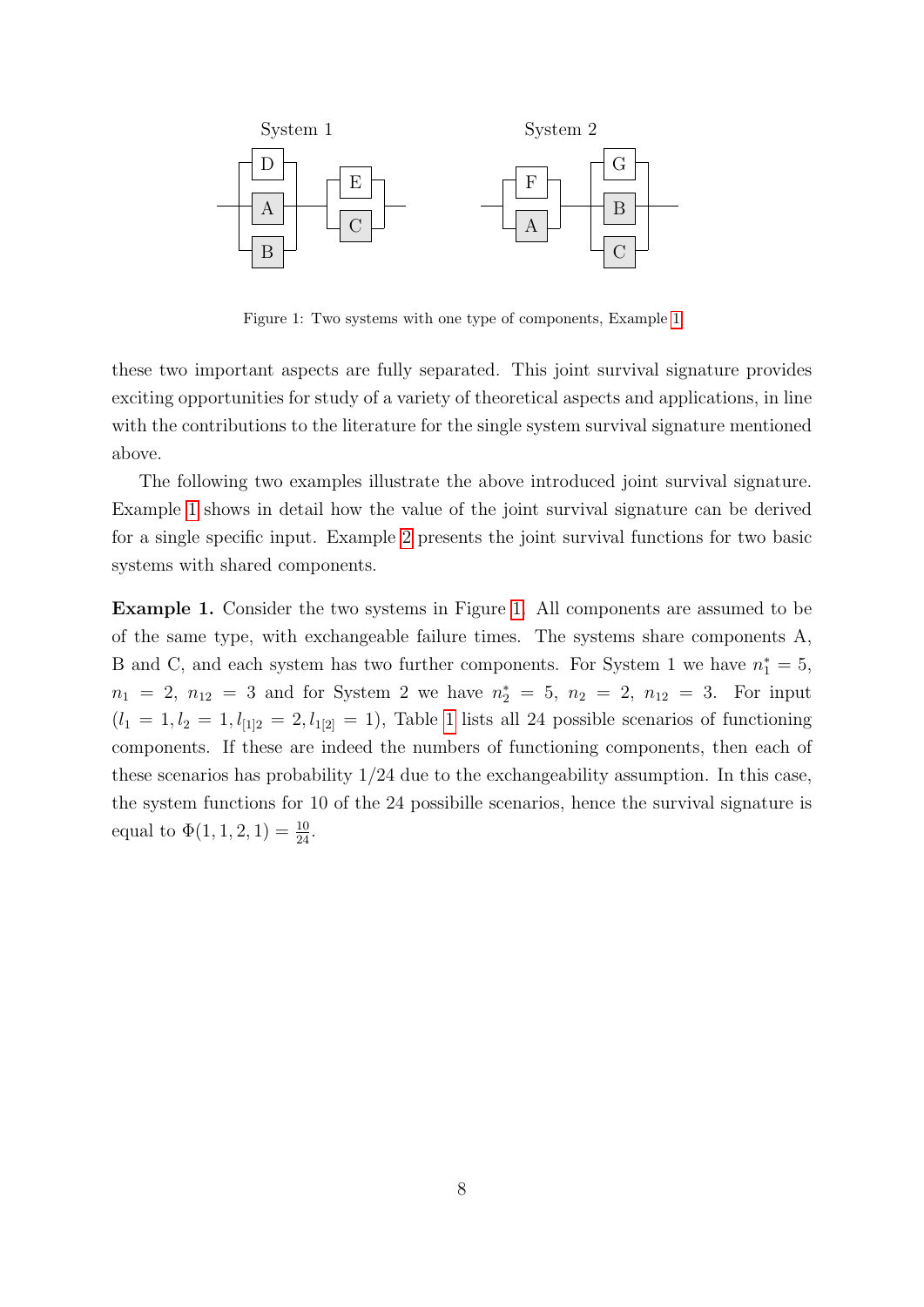Figure 1: Two systems with one type of components, Example 1

these two important aspects are fully separated. This joint survival signature provides exciting opportunities for study of a variety of theoretical aspects and applications, in line with the contributions to the literature for the single system survival signature mentioned above.

The following two examples illustrate the above introduced joint survival signature. Example 1 shows in detail how the value of the joint survival signature can be derived for a single specific input. Example 2 presents the joint survival functions for two basic systems with shared components.

**Example 1.** Consider the two systems in Figure 1. All components are assumed to be of the same type, with exchangeable failure times. The systems share components A, B and C, and each system has two further components. For System 1 we have $n_1^* = 5$, $n_1 = 2$, $n_{12} = 3$ and for System 2 we have $n_2^* = 5$, $n_2 = 2$, $n_{12} = 3$. For input $(l_1 = 1, l_2 = 1, l_{[1]2} = 2, l_{1[2]} = 1)$, Table 1 lists all 24 possible scenarios of functioning components. If these are indeed the numbers of functioning components, then each of these scenarios has probability 1/24 due to the exchangeability assumption. In this case, the system functions for 10 of the 24 possibille scenarios, hence the survival signature is equal to $\Phi(1, 1, 2, 1) = \frac{10}{24}$.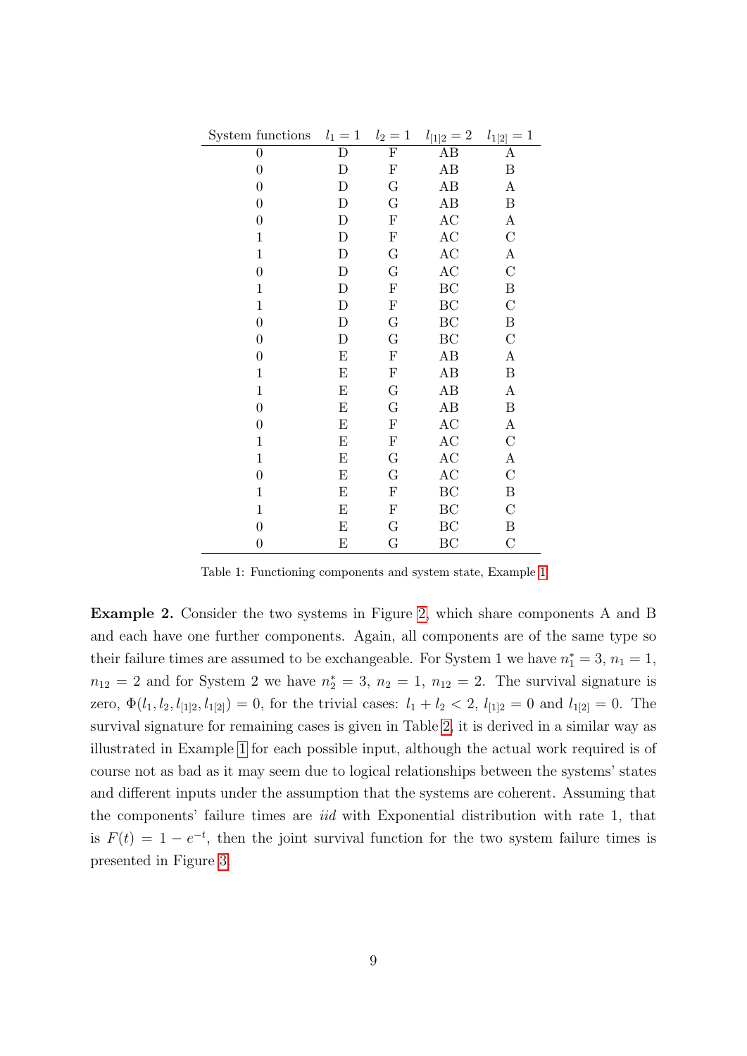| System functions | $l_1 = 1$ | $l_2 = 1$ | $l_{[1]2} = 2$ | $l_{1[2]} = 1$ |
|---|---|---|---|---|
| 0 | D | F | AB | A |
| 0 | D | F | AB | B |
| 0 | D | G | AB | A |
| 0 | D | G | AB | B |
| 0 | D | F | AC | A |
| 1 | D | F | AC | C |
| 1 | D | G | AC | A |
| 0 | D | G | AC | C |
| 1 | D | F | BC | B |
| 1 | D | F | BC | C |
| 0 | D | G | BC | B |
| 0 | D | G | BC | C |
| 0 | E | F | AB | A |
| 1 | E | F | AB | B |
| 1 | E | G | AB | A |
| 0 | E | G | AB | B |
| 0 | E | F | AC | A |
| 1 | E | F | AC | C |
| 1 | E | G | AC | A |
| 0 | E | G | AC | C |
| 1 | E | F | BC | B |
| 1 | E | F | BC | C |
| 0 | E | G | BC | B |
| 0 | E | G | BC | C |

Table 1: Functioning components and system state, Example 1

**Example 2.** Consider the two systems in Figure 2, which share components A and B and each have one further components. Again, all components are of the same type so their failure times are assumed to be exchangeable. For System 1 we have $n_1^* = 3$, $n_1 = 1$, $n_{12} = 2$ and for System 2 we have $n_2^* = 3$, $n_2 = 1$, $n_{12} = 2$. The survival signature is zero, $\Phi(l_1, l_2, l_{[1]2}, l_{1[2]}) = 0$, for the trivial cases: $l_1 + l_2 < 2$, $l_{[1]2} = 0$ and $l_{1[2]} = 0$. The survival signature for remaining cases is given in Table 2, it is derived in a similar way as illustrated in Example 1 for each possible input, although the actual work required is of course not as bad as it may seem due to logical relationships between the systems' states and different inputs under the assumption that the systems are coherent. Assuming that the components' failure times are *iid* with Exponential distribution with rate 1, that is $F(t) = 1 - e^{-t}$, then the joint survival function for the two system failure times is presented in Figure 3.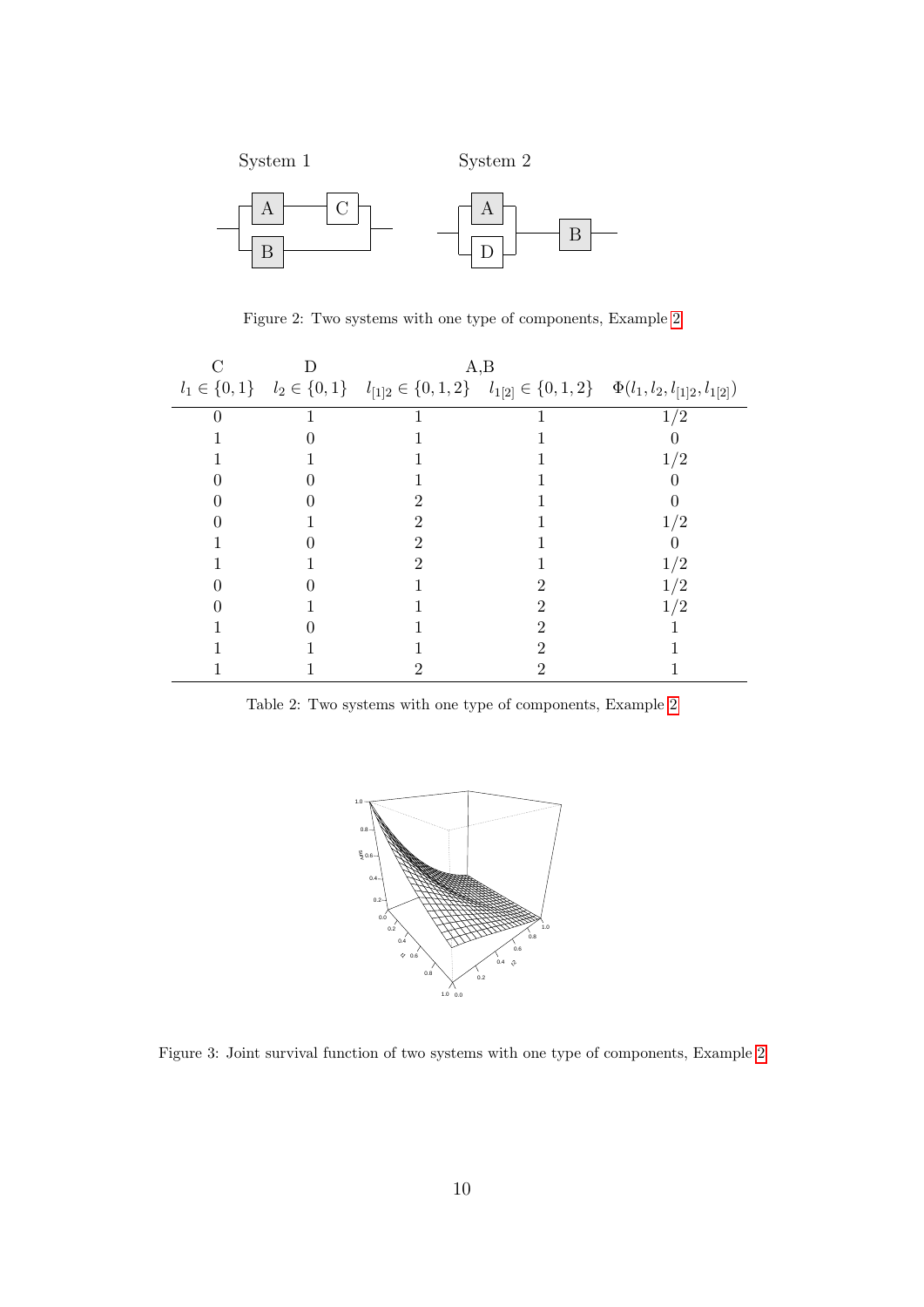System 1 System 2

Figure 2: Two systems with one type of components, Example 2

| C | D | A,B | | |
|---|---|---|---|---|
| $l_1 \in \{0,1\}$ | $l_2 \in \{0,1\}$ | $l_{[1]2} \in \{0,1,2\}$ | $l_{1[2]} \in \{0,1,2\}$ | $\Phi(l_1, l_2, l_{[1]2}, l_{1[2]})$ |
| 0 | 1 | 1 | 1 | 1/2 |
| 1 | 0 | 1 | 1 | 0 |
| 1 | 1 | 1 | 1 | 1/2 |
| 0 | 0 | 1 | 1 | 0 |
| 0 | 0 | 2 | 1 | 0 |
| 0 | 1 | 2 | 1 | 1/2 |
| 1 | 0 | 2 | 1 | 0 |
| 1 | 1 | 2 | 1 | 1/2 |
| 0 | 0 | 1 | 2 | 1/2 |
| 0 | 1 | 1 | 2 | 1/2 |
| 1 | 0 | 1 | 2 | 1 |
| 1 | 1 | 1 | 2 | 1 |
| 1 | 1 | 2 | 2 | 1 |

Table 2: Two systems with one type of components, Example 2

Figure 3: Joint survival function of two systems with one type of components, Example 2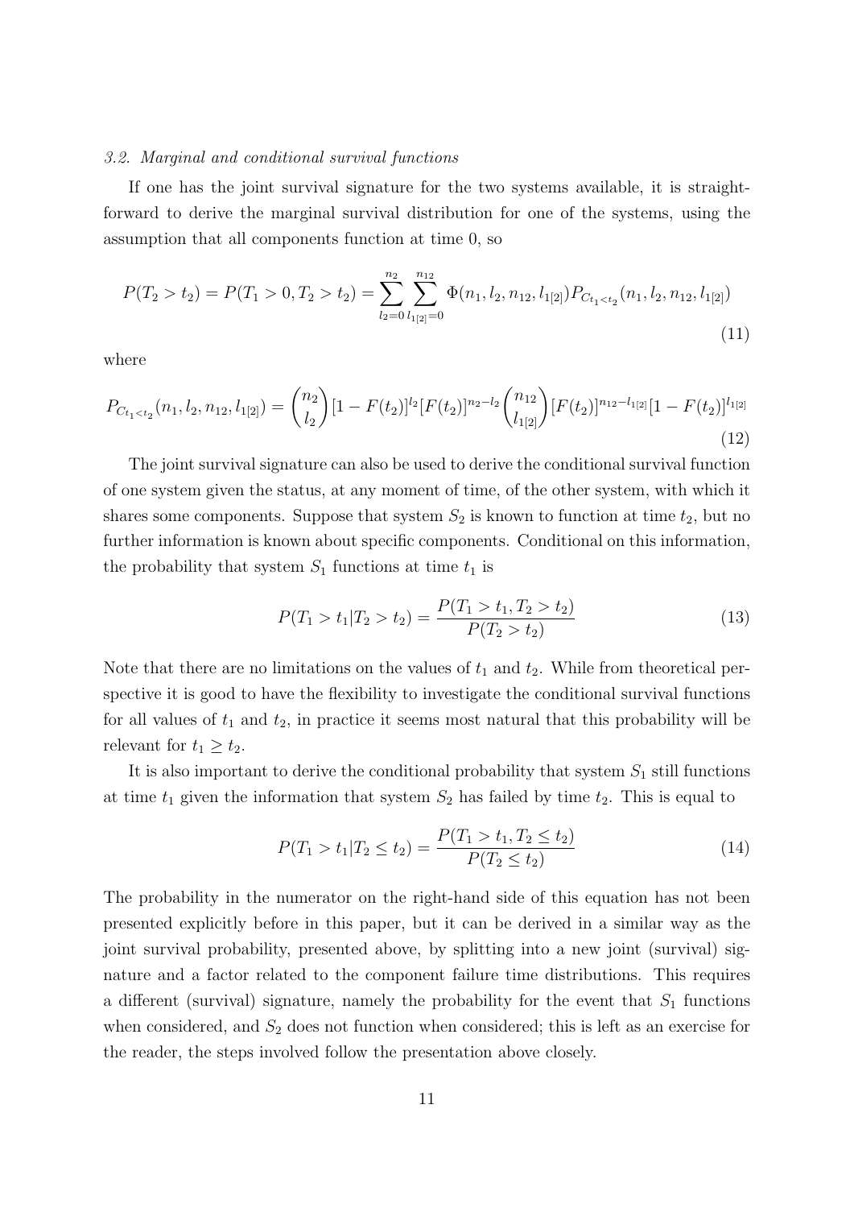### 3.2. Marginal and conditional survival functions

If one has the joint survival signature for the two systems available, it is straightforward to derive the marginal survival distribution for one of the systems, using the assumption that all components function at time 0, so

$$P(T_2 > t_2) = P(T_1 > 0, T_2 > t_2) = \sum_{l_2=0}^{n_2} \sum_{l_{1[2]}=0}^{n_{12}} \Phi(n_1, l_2, n_{12}, l_{1[2]}) P_{C_{t_1 < t_2}}(n_1, l_2, n_{12}, l_{1[2]}) \tag{11}$$

where

$$P_{C_{t_1 < t_2}}(n_1, l_2, n_{12}, l_{1[2]}) = \binom{n_2}{l_2} [1 - F(t_2)]^{l_2} [F(t_2)]^{n_2 - l_2} \binom{n_{12}}{l_{1[2]}} [F(t_2)]^{n_{12} - l_{1[2]}} [1 - F(t_2)]^{l_{1[2]}} \tag{12}$$

The joint survival signature can also be used to derive the conditional survival function of one system given the status, at any moment of time, of the other system, with which it shares some components. Suppose that system $S_2$ is known to function at time $t_2$, but no further information is known about specific components. Conditional on this information, the probability that system $S_1$ functions at time $t_1$ is

$$P(T_1 > t_1 | T_2 > t_2) = \frac{P(T_1 > t_1, T_2 > t_2)}{P(T_2 > t_2)} \tag{13}$$

Note that there are no limitations on the values of $t_1$ and $t_2$. While from theoretical perspective it is good to have the flexibility to investigate the conditional survival functions for all values of $t_1$ and $t_2$, in practice it seems most natural that this probability will be relevant for $t_1 \geq t_2$.

It is also important to derive the conditional probability that system $S_1$ still functions at time $t_1$ given the information that system $S_2$ has failed by time $t_2$. This is equal to

$$P(T_1 > t_1 | T_2 \leq t_2) = \frac{P(T_1 > t_1, T_2 \leq t_2)}{P(T_2 \leq t_2)} \tag{14}$$

The probability in the numerator on the right-hand side of this equation has not been presented explicitly before in this paper, but it can be derived in a similar way as the joint survival probability, presented above, by splitting into a new joint (survival) signature and a factor related to the component failure time distributions. This requires a different (survival) signature, namely the probability for the event that $S_1$ functions when considered, and $S_2$ does not function when considered; this is left as an exercise for the reader, the steps involved follow the presentation above closely.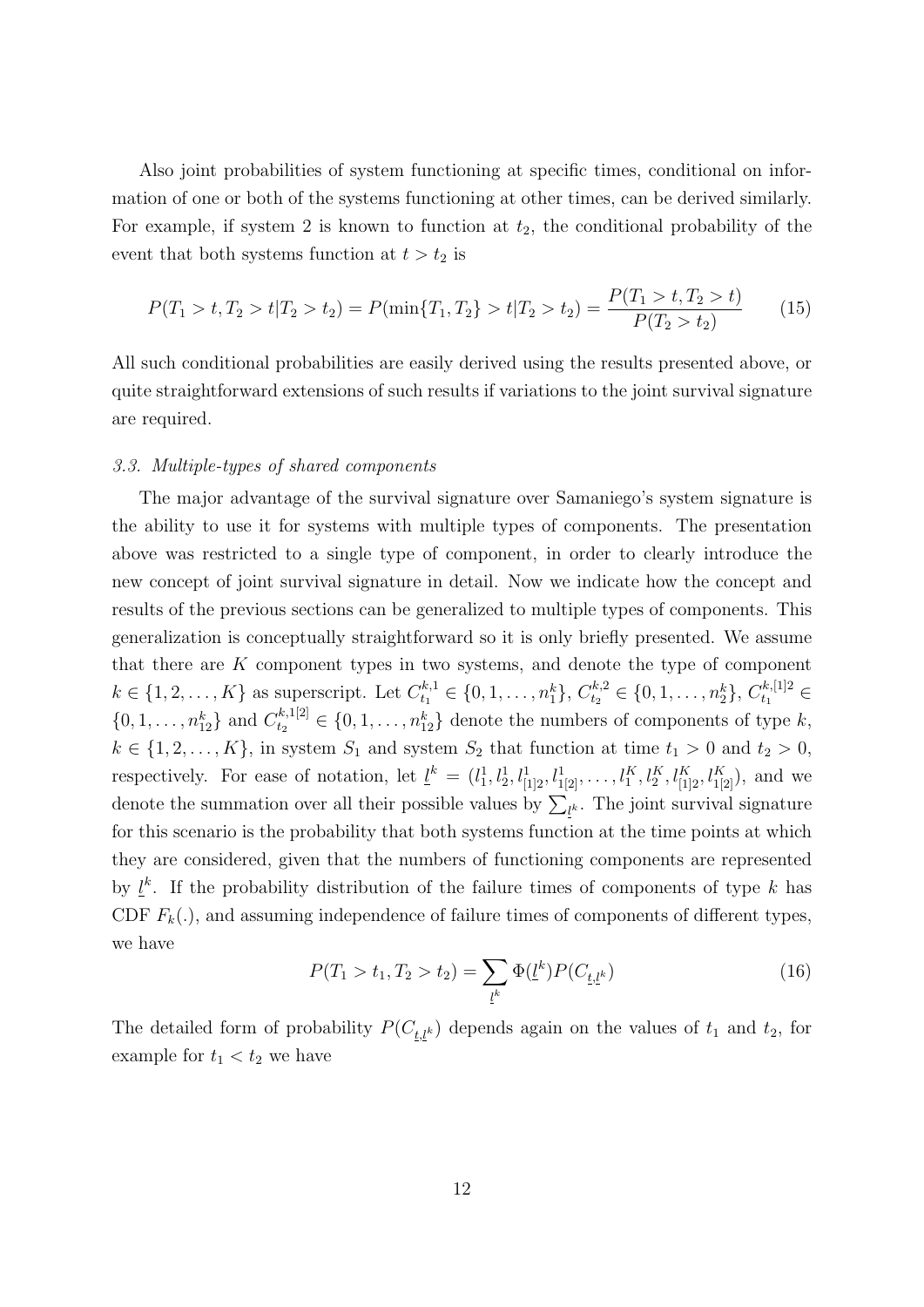Also joint probabilities of system functioning at specific times, conditional on information of one or both of the systems functioning at other times, can be derived similarly. For example, if system 2 is known to function at $t_2$, the conditional probability of the event that both systems function at $t > t_2$ is

$$P(T_1 > t, T_2 > t | T_2 > t_2) = P(\min\{T_1, T_2\} > t | T_2 > t_2) = \frac{P(T_1 > t, T_2 > t)}{P(T_2 > t_2)} \tag{15}$$

All such conditional probabilities are easily derived using the results presented above, or quite straightforward extensions of such results if variations to the joint survival signature are required.

### *3.3. Multiple-types of shared components*

The major advantage of the survival signature over Samaniego's system signature is the ability to use it for systems with multiple types of components. The presentation above was restricted to a single type of component, in order to clearly introduce the new concept of joint survival signature in detail. Now we indicate how the concept and results of the previous sections can be generalized to multiple types of components. This generalization is conceptually straightforward so it is only briefly presented. We assume that there are $K$ component types in two systems, and denote the type of component $k \in \{1, 2, \ldots, K\}$ as superscript. Let $C_{t_1}^{k,1} \in \{0, 1, \ldots, n_1^k\}$, $C_{t_2}^{k,2} \in \{0, 1, \ldots, n_2^k\}$, $C_{t_1}^{k,[1]2} \in \{0, 1, \ldots, n_{12}^k\}$ and $C_{t_2}^{k,1[2]} \in \{0, 1, \ldots, n_{12}^k\}$ denote the numbers of components of type $k$, $k \in \{1, 2, \ldots, K\}$, in system $S_1$ and system $S_2$ that function at time $t_1 > 0$ and $t_2 > 0$, respectively. For ease of notation, let $\underline{l}^k = (l_1^1, l_2^1, l_{[1]2}^1, l_{1[2]}^1, \ldots, l_1^K, l_2^K, l_{[1]2}^K, l_{1[2]}^K)$, and we denote the summation over all their possible values by $\sum_{\underline{l}^k}$. The joint survival signature for this scenario is the probability that both systems function at the time points at which they are considered, given that the numbers of functioning components are represented by $\underline{l}^k$. If the probability distribution of the failure times of components of type $k$ has CDF $F_k(.)$, and assuming independence of failure times of components of different types, we have

$$P(T_1 > t_1, T_2 > t_2) = \sum_{\underline{l}^k} \Phi(\underline{l}^k) P(C_{\underline{t}, \underline{l}^k}) \tag{16}$$

The detailed form of probability $P(C_{\underline{t}, \underline{l}^k})$ depends again on the values of $t_1$ and $t_2$, for example for $t_1 < t_2$ we have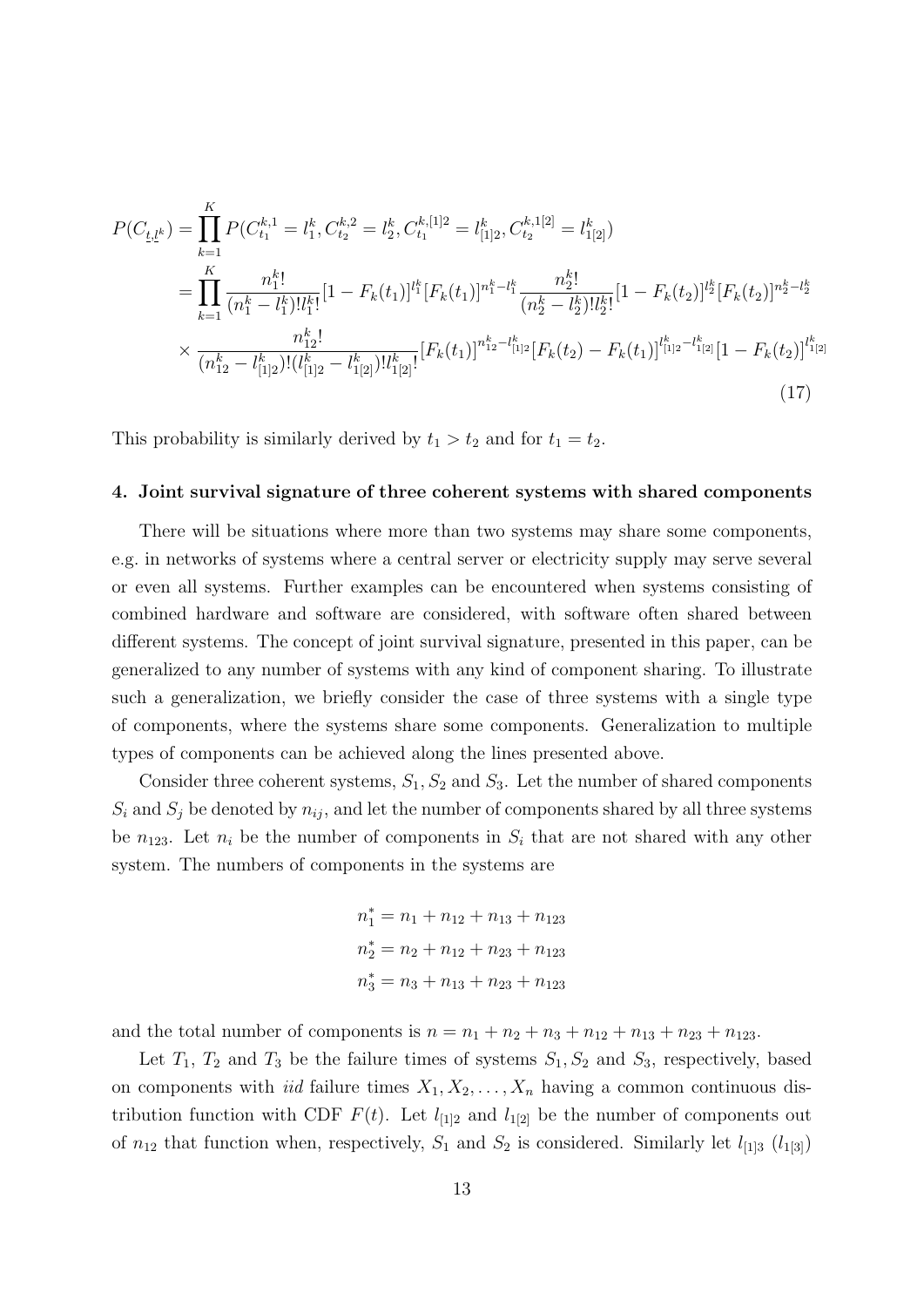$$
\begin{aligned}
P(C_{\underline{t},\underline{l}^k}) &= \prod_{k=1}^{K} P(C^{k,1}_{t_1} = l^k_1, C^{k,2}_{t_2} = l^k_2, C^{k,[1]2}_{t_1} = l^k_{[1]2}, C^{k,1[2]}_{t_2} = l^k_{1[2]}) \\
&= \prod_{k=1}^{K} \frac{n^k_1!}{(n^k_1 - l^k_1)! l^k_1!} [1 - F_k(t_1)]^{l^k_1} [F_k(t_1)]^{n^k_1 - l^k_1} \frac{n^k_2!}{(n^k_2 - l^k_2)! l^k_2!} [1 - F_k(t_2)]^{l^k_2} [F_k(t_2)]^{n^k_2 - l^k_2} \\
&\times \frac{n^k_{12}!}{(n^k_{12} - l^k_{[1]2})! (l^k_{[1]2} - l^k_{1[2]})! l^k_{1[2]}!} [F_k(t_1)]^{n^k_{12} - l^k_{[1]2}} [F_k(t_2) - F_k(t_1)]^{l^k_{[1]2} - l^k_{1[2]}} [1 - F_k(t_2)]^{l^k_{1[2]}}
\end{aligned} \tag{17}
$$

This probability is similarly derived by $t_1 > t_2$ and for $t_1 = t_2$.

## 4. Joint survival signature of three coherent systems with shared components

There will be situations where more than two systems may share some components, e.g. in networks of systems where a central server or electricity supply may serve several or even all systems. Further examples can be encountered when systems consisting of combined hardware and software are considered, with software often shared between different systems. The concept of joint survival signature, presented in this paper, can be generalized to any number of systems with any kind of component sharing. To illustrate such a generalization, we briefly consider the case of three systems with a single type of components, where the systems share some components. Generalization to multiple types of components can be achieved along the lines presented above.

Consider three coherent systems, $S_1, S_2$ and $S_3$. Let the number of shared components $S_i$ and $S_j$ be denoted by $n_{ij}$, and let the number of components shared by all three systems be $n_{123}$. Let $n_i$ be the number of components in $S_i$ that are not shared with any other system. The numbers of components in the systems are

$$
\begin{aligned}
n^*_1 &= n_1 + n_{12} + n_{13} + n_{123} \\
n^*_2 &= n_2 + n_{12} + n_{23} + n_{123} \\
n^*_3 &= n_3 + n_{13} + n_{23} + n_{123}
\end{aligned}
$$

and the total number of components is $n = n_1 + n_2 + n_3 + n_{12} + n_{13} + n_{23} + n_{123}$.

Let $T_1$, $T_2$ and $T_3$ be the failure times of systems $S_1, S_2$ and $S_3$, respectively, based on components with *iid* failure times $X_1, X_2, \ldots, X_n$ having a common continuous distribution function with CDF $F(t)$. Let $l_{[1]2}$ and $l_{1[2]}$ be the number of components out of $n_{12}$ that function when, respectively, $S_1$ and $S_2$ is considered. Similarly let $l_{[1]3}$ ($l_{1[3]}$)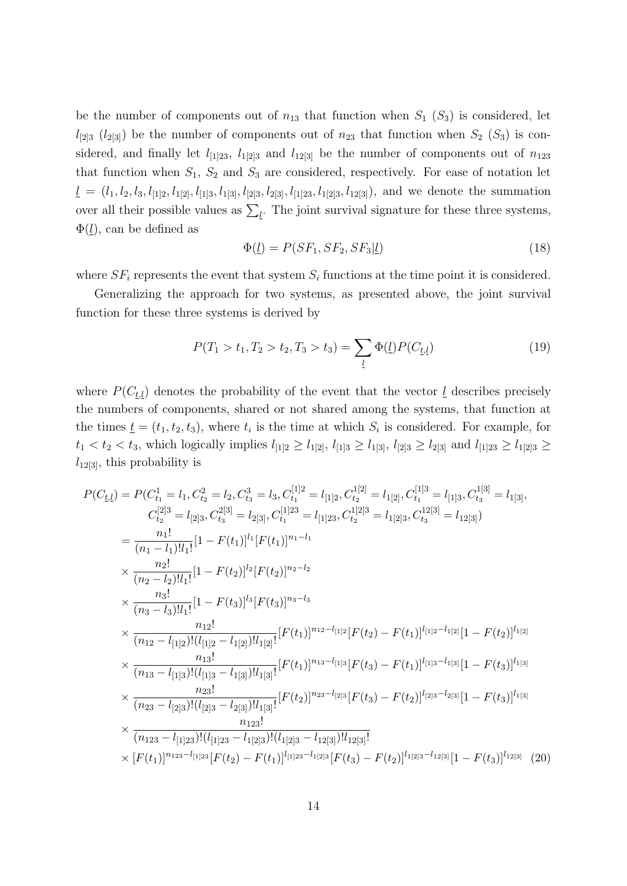be the number of components out of $n_{13}$ that function when $S_1$ ($S_3$) is considered, let $l_{[2]3}$ ($l_{2[3]}$) be the number of components out of $n_{23}$ that function when $S_2$ ($S_3$) is considered, and finally let $l_{[1]23}$, $l_{1[2]3}$ and $l_{12[3]}$ be the number of components out of $n_{123}$ that function when $S_1$, $S_2$ and $S_3$ are considered, respectively. For ease of notation let $\underline{l} = (l_1, l_2, l_3, l_{[1]2}, l_{1[2]}, l_{[1]3}, l_{1[3]}, l_{[2]3}, l_{2[3]}, l_{[1]23}, l_{1[2]3}, l_{12[3]})$, and we denote the summation over all their possible values as $\sum_{\underline{l}}$. The joint survival signature for these three systems, $\Phi(\underline{l})$, can be defined as

$$\Phi(\underline{l}) = P(SF_1, SF_2, SF_3|\underline{l}) \tag{18}$$

where $SF_i$ represents the event that system $S_i$ functions at the time point it is considered.

Generalizing the approach for two systems, as presented above, the joint survival function for these three systems is derived by

$$P(T_1 > t_1, T_2 > t_2, T_3 > t_3) = \sum_{\underline{l}} \Phi(\underline{l}) P(C_{\underline{t},\underline{l}}) \tag{19}$$

where $P(C_{\underline{t},\underline{l}})$ denotes the probability of the event that the vector $\underline{l}$ describes precisely the numbers of components, shared or not shared among the systems, that function at the times $\underline{t} = (t_1, t_2, t_3)$, where $t_i$ is the time at which $S_i$ is considered. For example, for $t_1 < t_2 < t_3$, which logically implies $l_{[1]2} \geq l_{1[2]}$, $l_{[1]3} \geq l_{1[3]}$, $l_{[2]3} \geq l_{2[3]}$ and $l_{[1]23} \geq l_{1[2]3} \geq l_{12[3]}$, this probability is

$$\begin{aligned}
P(C_{\underline{t},\underline{l}}) &= P(C^1_{t_1} = l_1, C^2_{t_2} = l_2, C^3_{t_3} = l_3, C^{[1]2}_{t_1} = l_{[1]2}, C^{1[2]}_{t_2} = l_{1[2]}, C^{[1]3}_{t_1} = l_{[1]3}, C^{1[3]}_{t_3} = l_{1[3]}, \\
&\qquad C^{[2]3}_{t_2} = l_{[2]3}, C^{2[3]}_{t_3} = l_{2[3]}, C^{[1]23}_{t_1} = l_{[1]23}, C^{1[2]3}_{t_2} = l_{1[2]3}, C^{12[3]}_{t_3} = l_{12[3]}) \\
&= \frac{n_1!}{(n_1 - l_1)! l_1!} [1 - F(t_1)]^{l_1} [F(t_1)]^{n_1 - l_1} \\
&\times \frac{n_2!}{(n_2 - l_2)! l_1!} [1 - F(t_2)]^{l_2} [F(t_2)]^{n_2 - l_2} \\
&\times \frac{n_3!}{(n_3 - l_3)! l_1!} [1 - F(t_3)]^{l_3} [F(t_3)]^{n_3 - l_3} \\
&\times \frac{n_{12}!}{(n_{12} - l_{[1]2})!(l_{[1]2} - l_{1[2]})! l_{1[2]}!} [F(t_1)]^{n_{12} - l_{[1]2}} [F(t_2) - F(t_1)]^{l_{[1]2} - l_{1[2]}} [1 - F(t_2)]^{l_{1[2]}} \\
&\times \frac{n_{13}!}{(n_{13} - l_{[1]3})!(l_{[1]3} - l_{1[3]})! l_{1[3]}!} [F(t_1)]^{n_{13} - l_{[1]3}} [F(t_3) - F(t_1)]^{l_{[1]3} - l_{1[3]}} [1 - F(t_3)]^{l_{1[3]}} \\
&\times \frac{n_{23}!}{(n_{23} - l_{[2]3})!(l_{[2]3} - l_{2[3]})! l_{1[3]}!} [F(t_2)]^{n_{23} - l_{[2]3}} [F(t_3) - F(t_2)]^{l_{[2]3} - l_{2[3]}} [1 - F(t_3)]^{l_{1[3]}} \\
&\times \frac{n_{123}!}{(n_{123} - l_{[1]23})!(l_{[1]23} - l_{1[2]3})!(l_{1[2]3} - l_{12[3]})! l_{12[3]}!} \\
&\times [F(t_1)]^{n_{123} - l_{[1]23}} [F(t_2) - F(t_1)]^{l_{[1]23} - l_{1[2]3}} [F(t_3) - F(t_2)]^{l_{1[2]3} - l_{12[3]}} [1 - F(t_3)]^{l_{12[3]}}
\end{aligned} \tag{20}$$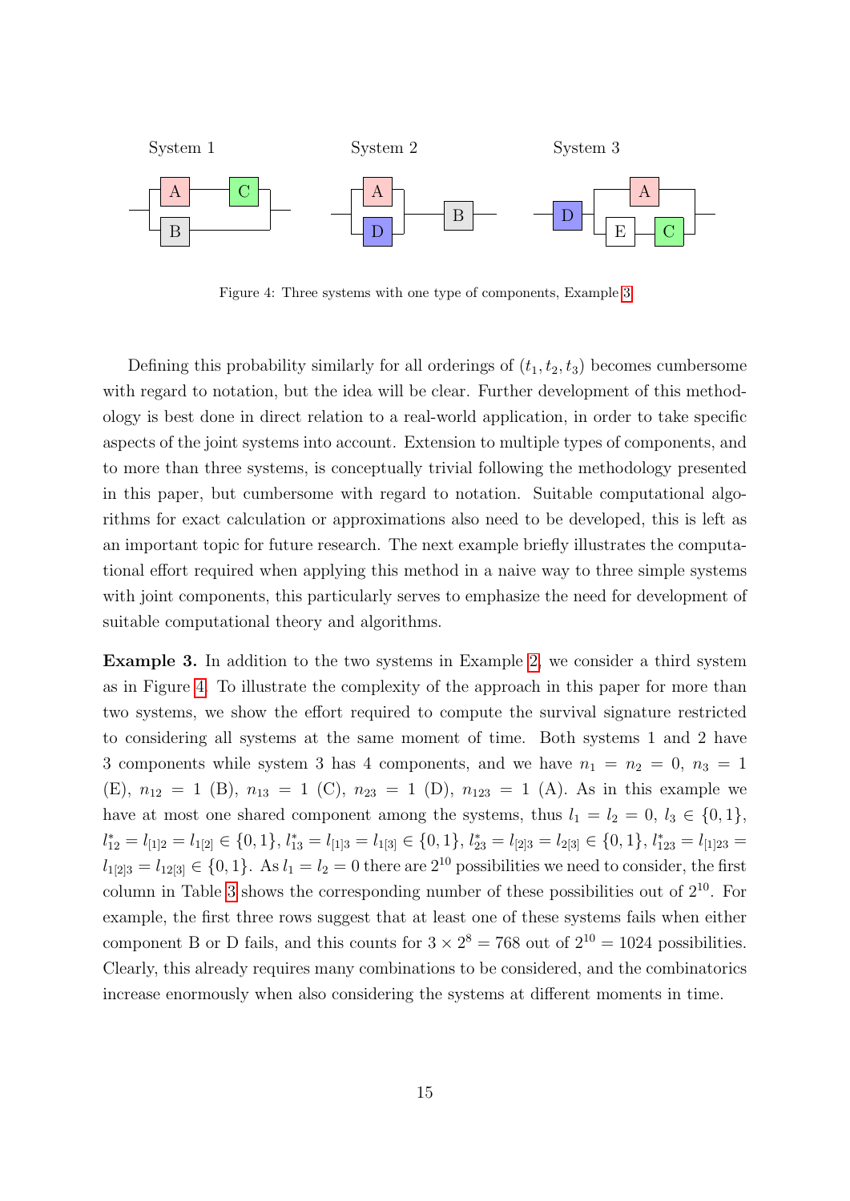System 1 System 2 System 3

Figure 4: Three systems with one type of components, Example 3

Defining this probability similarly for all orderings of $(t_1, t_2, t_3)$ becomes cumbersome with regard to notation, but the idea will be clear. Further development of this methodology is best done in direct relation to a real-world application, in order to take specific aspects of the joint systems into account. Extension to multiple types of components, and to more than three systems, is conceptually trivial following the methodology presented in this paper, but cumbersome with regard to notation. Suitable computational algorithms for exact calculation or approximations also need to be developed, this is left as an important topic for future research. The next example briefly illustrates the computational effort required when applying this method in a naive way to three simple systems with joint components, this particularly serves to emphasize the need for development of suitable computational theory and algorithms.

**Example 3.** In addition to the two systems in Example 2, we consider a third system as in Figure 4. To illustrate the complexity of the approach in this paper for more than two systems, we show the effort required to compute the survival signature restricted to considering all systems at the same moment of time. Both systems 1 and 2 have 3 components while system 3 has 4 components, and we have $n_1 = n_2 = 0$, $n_3 = 1$ (E), $n_{12} = 1$ (B), $n_{13} = 1$ (C), $n_{23} = 1$ (D), $n_{123} = 1$ (A). As in this example we have at most one shared component among the systems, thus $l_1 = l_2 = 0$, $l_3 \in \{0, 1\}$, $l^*_{12} = l_{[1]2} = l_{1[2]} \in \{0, 1\}$, $l^*_{13} = l_{[1]3} = l_{1[3]} \in \{0, 1\}$, $l^*_{23} = l_{[2]3} = l_{2[3]} \in \{0, 1\}$, $l^*_{123} = l_{[1]23} = l_{1[2]3} = l_{12[3]} \in \{0, 1\}$. As $l_1 = l_2 = 0$ there are $2^{10}$ possibilities we need to consider, the first column in Table 3 shows the corresponding number of these possibilities out of $2^{10}$. For example, the first three rows suggest that at least one of these systems fails when either component B or D fails, and this counts for $3 \times 2^8 = 768$ out of $2^{10} = 1024$ possibilities. Clearly, this already requires many combinations to be considered, and the combinatorics increase enormously when also considering the systems at different moments in time.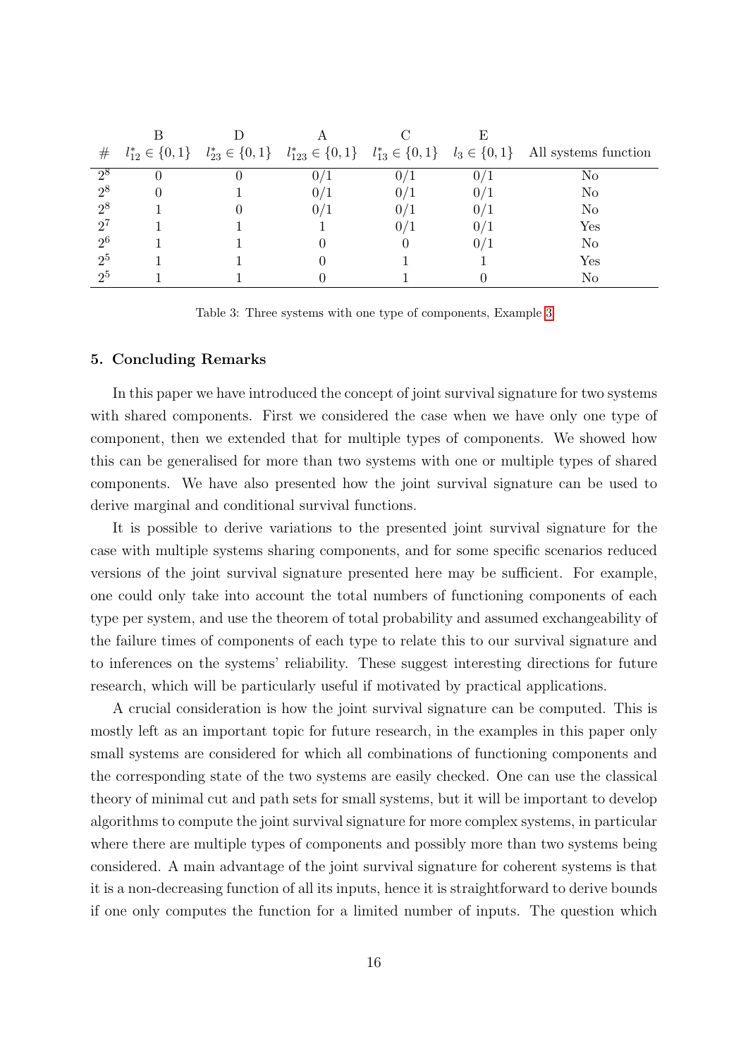| | B | D | A | C | E | |
|---|---|---|---|---|---|---|
| # | $l^*_{12} \in \{0,1\}$ | $l^*_{23} \in \{0,1\}$ | $l^*_{123} \in \{0,1\}$ | $l^*_{13} \in \{0,1\}$ | $l_3 \in \{0,1\}$ | All systems function |
| $2^8$ | 0 | 0 | 0/1 | 0/1 | 0/1 | No |
| $2^8$ | 0 | 1 | 0/1 | 0/1 | 0/1 | No |
| $2^8$ | 1 | 0 | 0/1 | 0/1 | 0/1 | No |
| $2^7$ | 1 | 1 | 1 | 0/1 | 0/1 | Yes |
| $2^6$ | 1 | 1 | 0 | 0 | 0/1 | No |
| $2^5$ | 1 | 1 | 0 | 1 | 1 | Yes |
| $2^5$ | 1 | 1 | 0 | 1 | 0 | No |

Table 3: Three systems with one type of components, Example 3

## 5. Concluding Remarks

In this paper we have introduced the concept of joint survival signature for two systems with shared components. First we considered the case when we have only one type of component, then we extended that for multiple types of components. We showed how this can be generalised for more than two systems with one or multiple types of shared components. We have also presented how the joint survival signature can be used to derive marginal and conditional survival functions.

It is possible to derive variations to the presented joint survival signature for the case with multiple systems sharing components, and for some specific scenarios reduced versions of the joint survival signature presented here may be sufficient. For example, one could only take into account the total numbers of functioning components of each type per system, and use the theorem of total probability and assumed exchangeability of the failure times of components of each type to relate this to our survival signature and to inferences on the systems' reliability. These suggest interesting directions for future research, which will be particularly useful if motivated by practical applications.

A crucial consideration is how the joint survival signature can be computed. This is mostly left as an important topic for future research, in the examples in this paper only small systems are considered for which all combinations of functioning components and the corresponding state of the two systems are easily checked. One can use the classical theory of minimal cut and path sets for small systems, but it will be important to develop algorithms to compute the joint survival signature for more complex systems, in particular where there are multiple types of components and possibly more than two systems being considered. A main advantage of the joint survival signature for coherent systems is that it is a non-decreasing function of all its inputs, hence it is straightforward to derive bounds if one only computes the function for a limited number of inputs. The question which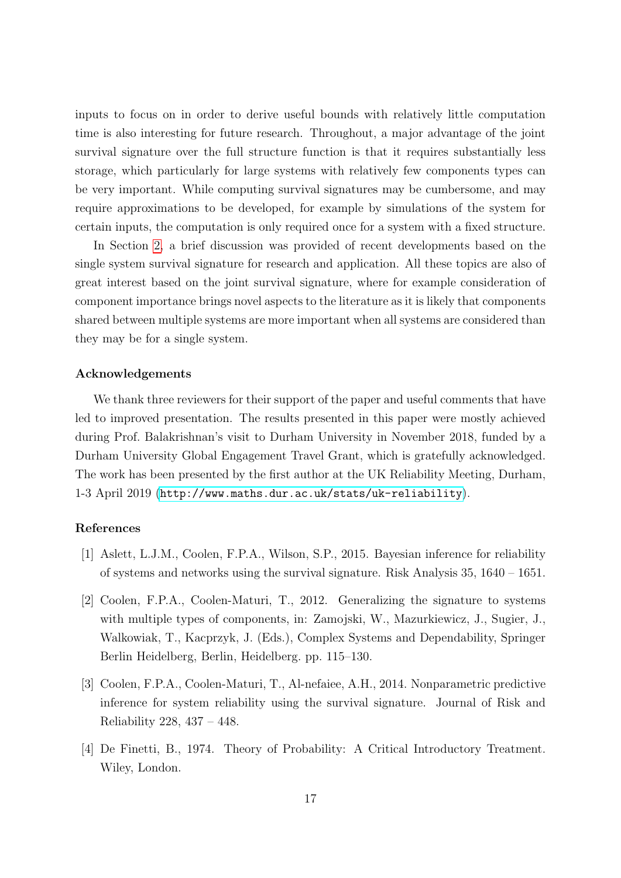inputs to focus on in order to derive useful bounds with relatively little computation time is also interesting for future research. Throughout, a major advantage of the joint survival signature over the full structure function is that it requires substantially less storage, which particularly for large systems with relatively few components types can be very important. While computing survival signatures may be cumbersome, and may require approximations to be developed, for example by simulations of the system for certain inputs, the computation is only required once for a system with a fixed structure.

In Section 2, a brief discussion was provided of recent developments based on the single system survival signature for research and application. All these topics are also of great interest based on the joint survival signature, where for example consideration of component importance brings novel aspects to the literature as it is likely that components shared between multiple systems are more important when all systems are considered than they may be for a single system.

## Acknowledgements

We thank three reviewers for their support of the paper and useful comments that have led to improved presentation. The results presented in this paper were mostly achieved during Prof. Balakrishnan's visit to Durham University in November 2018, funded by a Durham University Global Engagement Travel Grant, which is gratefully acknowledged. The work has been presented by the first author at the UK Reliability Meeting, Durham, 1-3 April 2019 (`http://www.maths.dur.ac.uk/stats/uk-reliability`).

## References

[1] Aslett, L.J.M., Coolen, F.P.A., Wilson, S.P., 2015. Bayesian inference for reliability of systems and networks using the survival signature. Risk Analysis 35, 1640 – 1651.

[2] Coolen, F.P.A., Coolen-Maturi, T., 2012. Generalizing the signature to systems with multiple types of components, in: Zamojski, W., Mazurkiewicz, J., Sugier, J., Walkowiak, T., Kacprzyk, J. (Eds.), Complex Systems and Dependability, Springer Berlin Heidelberg, Berlin, Heidelberg. pp. 115–130.

[3] Coolen, F.P.A., Coolen-Maturi, T., Al-nefaiee, A.H., 2014. Nonparametric predictive inference for system reliability using the survival signature. Journal of Risk and Reliability 228, 437 – 448.

[4] De Finetti, B., 1974. Theory of Probability: A Critical Introductory Treatment. Wiley, London.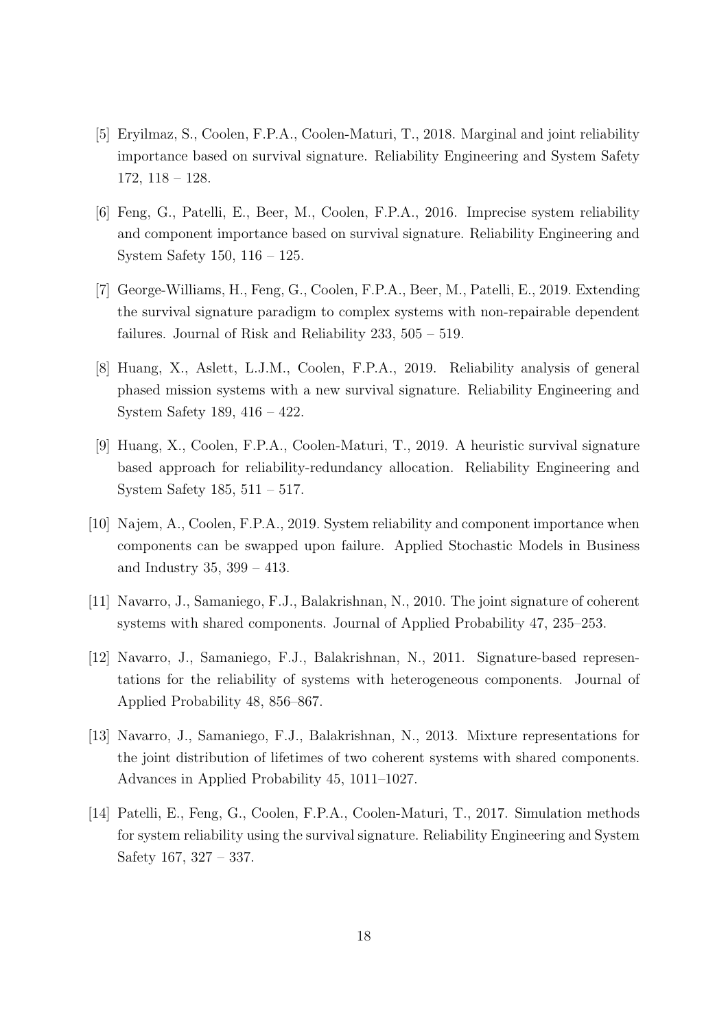[5] Eryilmaz, S., Coolen, F.P.A., Coolen-Maturi, T., 2018. Marginal and joint reliability importance based on survival signature. Reliability Engineering and System Safety 172, 118 – 128.

[6] Feng, G., Patelli, E., Beer, M., Coolen, F.P.A., 2016. Imprecise system reliability and component importance based on survival signature. Reliability Engineering and System Safety 150, 116 – 125.

[7] George-Williams, H., Feng, G., Coolen, F.P.A., Beer, M., Patelli, E., 2019. Extending the survival signature paradigm to complex systems with non-repairable dependent failures. Journal of Risk and Reliability 233, 505 – 519.

[8] Huang, X., Aslett, L.J.M., Coolen, F.P.A., 2019. Reliability analysis of general phased mission systems with a new survival signature. Reliability Engineering and System Safety 189, 416 – 422.

[9] Huang, X., Coolen, F.P.A., Coolen-Maturi, T., 2019. A heuristic survival signature based approach for reliability-redundancy allocation. Reliability Engineering and System Safety 185, 511 – 517.

[10] Najem, A., Coolen, F.P.A., 2019. System reliability and component importance when components can be swapped upon failure. Applied Stochastic Models in Business and Industry 35, 399 – 413.

[11] Navarro, J., Samaniego, F.J., Balakrishnan, N., 2010. The joint signature of coherent systems with shared components. Journal of Applied Probability 47, 235–253.

[12] Navarro, J., Samaniego, F.J., Balakrishnan, N., 2011. Signature-based representations for the reliability of systems with heterogeneous components. Journal of Applied Probability 48, 856–867.

[13] Navarro, J., Samaniego, F.J., Balakrishnan, N., 2013. Mixture representations for the joint distribution of lifetimes of two coherent systems with shared components. Advances in Applied Probability 45, 1011–1027.

[14] Patelli, E., Feng, G., Coolen, F.P.A., Coolen-Maturi, T., 2017. Simulation methods for system reliability using the survival signature. Reliability Engineering and System Safety 167, 327 – 337.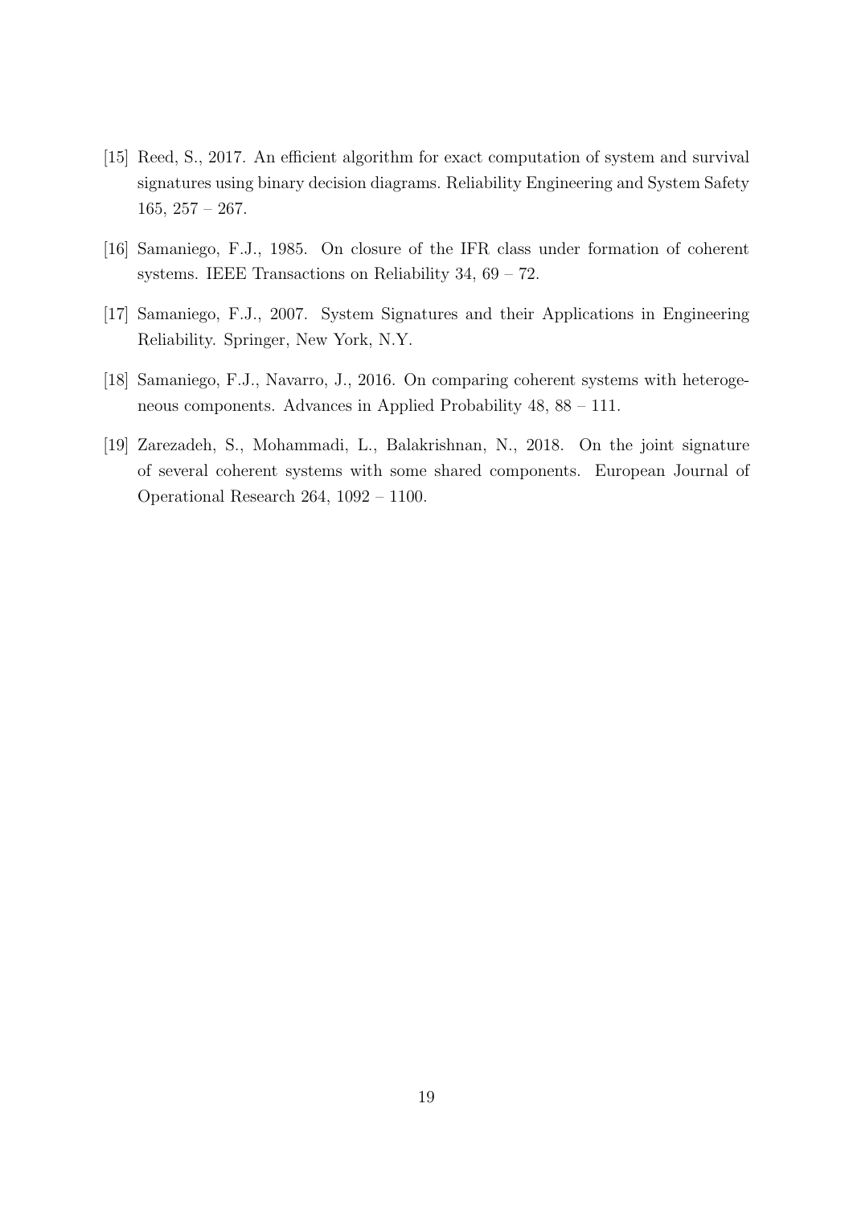[15] Reed, S., 2017. An efficient algorithm for exact computation of system and survival signatures using binary decision diagrams. Reliability Engineering and System Safety 165, 257 – 267.

[16] Samaniego, F.J., 1985. On closure of the IFR class under formation of coherent systems. IEEE Transactions on Reliability 34, 69 – 72.

[17] Samaniego, F.J., 2007. System Signatures and their Applications in Engineering Reliability. Springer, New York, N.Y.

[18] Samaniego, F.J., Navarro, J., 2016. On comparing coherent systems with heterogeneous components. Advances in Applied Probability 48, 88 – 111.

[19] Zarezadeh, S., Mohammadi, L., Balakrishnan, N., 2018. On the joint signature of several coherent systems with some shared components. European Journal of Operational Research 264, 1092 – 1100.